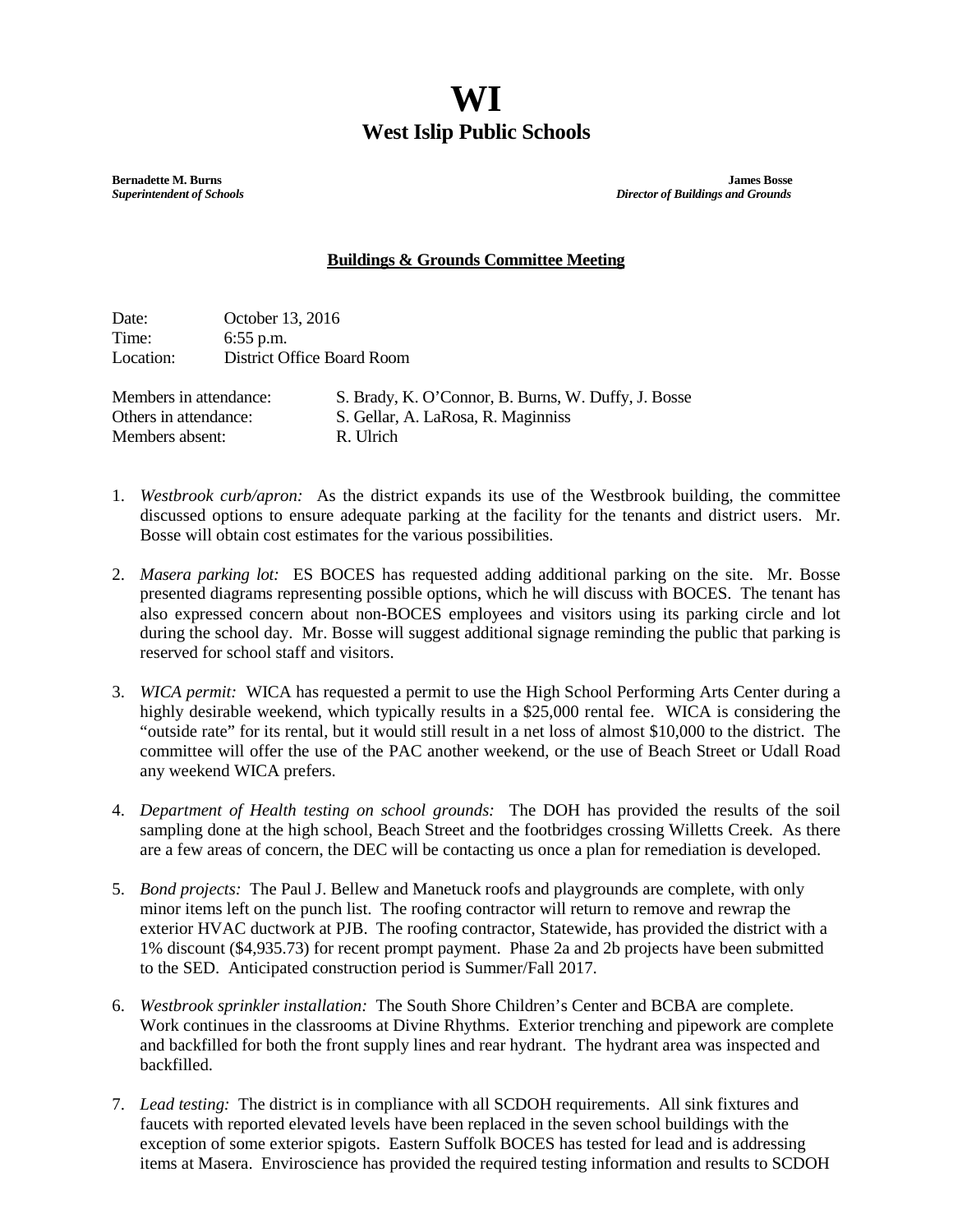# WI

## West Islip Public Schools

**Bernadette M. Burns**
***Superintendent of Schools***

**James Bosse**
***Director of Buildings and Grounds***

### Buildings & Grounds Committee Meeting

Date: October 13, 2016
Time: 6:55 p.m.
Location: District Office Board Room

Members in attendance: S. Brady, K. O'Connor, B. Burns, W. Duffy, J. Bosse
Others in attendance: S. Gellar, A. LaRosa, R. Maginniss
Members absent: R. Ulrich

1. *Westbrook curb/apron:* As the district expands its use of the Westbrook building, the committee discussed options to ensure adequate parking at the facility for the tenants and district users. Mr. Bosse will obtain cost estimates for the various possibilities.

2. *Masera parking lot:* ES BOCES has requested adding additional parking on the site. Mr. Bosse presented diagrams representing possible options, which he will discuss with BOCES. The tenant has also expressed concern about non-BOCES employees and visitors using its parking circle and lot during the school day. Mr. Bosse will suggest additional signage reminding the public that parking is reserved for school staff and visitors.

3. *WICA permit:* WICA has requested a permit to use the High School Performing Arts Center during a highly desirable weekend, which typically results in a $25,000 rental fee. WICA is considering the "outside rate" for its rental, but it would still result in a net loss of almost $10,000 to the district. The committee will offer the use of the PAC another weekend, or the use of Beach Street or Udall Road any weekend WICA prefers.

4. *Department of Health testing on school grounds:* The DOH has provided the results of the soil sampling done at the high school, Beach Street and the footbridges crossing Willetts Creek. As there are a few areas of concern, the DEC will be contacting us once a plan for remediation is developed.

5. *Bond projects:* The Paul J. Bellew and Manetuck roofs and playgrounds are complete, with only minor items left on the punch list. The roofing contractor will return to remove and rewrap the exterior HVAC ductwork at PJB. The roofing contractor, Statewide, has provided the district with a 1% discount ($4,935.73) for recent prompt payment. Phase 2a and 2b projects have been submitted to the SED. Anticipated construction period is Summer/Fall 2017.

6. *Westbrook sprinkler installation:* The South Shore Children's Center and BCBA are complete. Work continues in the classrooms at Divine Rhythms. Exterior trenching and pipework are complete and backfilled for both the front supply lines and rear hydrant. The hydrant area was inspected and backfilled.

7. *Lead testing:* The district is in compliance with all SCDOH requirements. All sink fixtures and faucets with reported elevated levels have been replaced in the seven school buildings with the exception of some exterior spigots. Eastern Suffolk BOCES has tested for lead and is addressing items at Masera. Enviroscience has provided the required testing information and results to SCDOH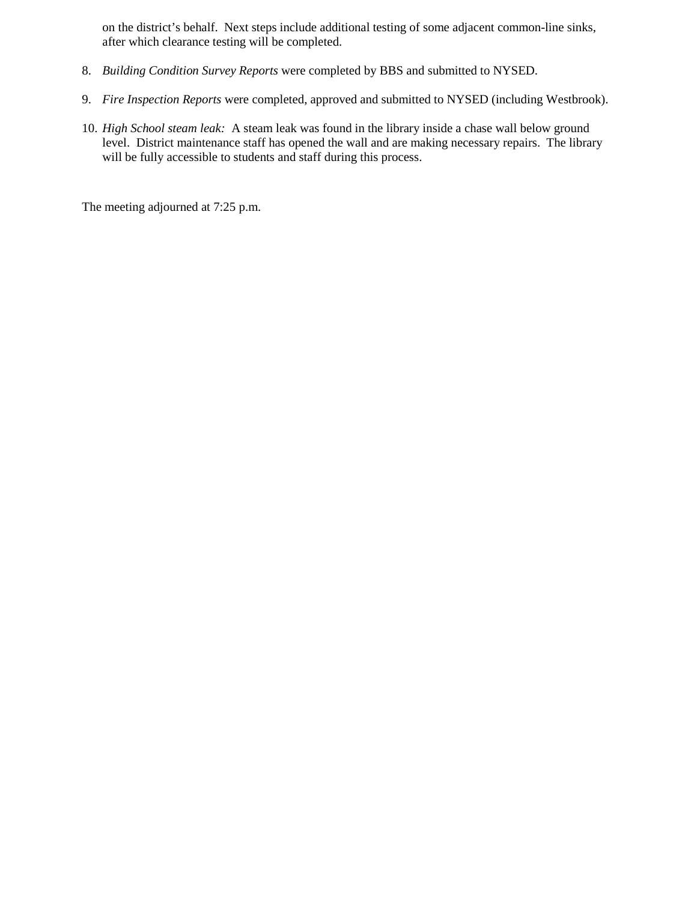on the district's behalf. Next steps include additional testing of some adjacent common-line sinks, after which clearance testing will be completed.

8. *Building Condition Survey Reports* were completed by BBS and submitted to NYSED.

9. *Fire Inspection Reports* were completed, approved and submitted to NYSED (including Westbrook).

10. *High School steam leak:* A steam leak was found in the library inside a chase wall below ground level. District maintenance staff has opened the wall and are making necessary repairs. The library will be fully accessible to students and staff during this process.

The meeting adjourned at 7:25 p.m.